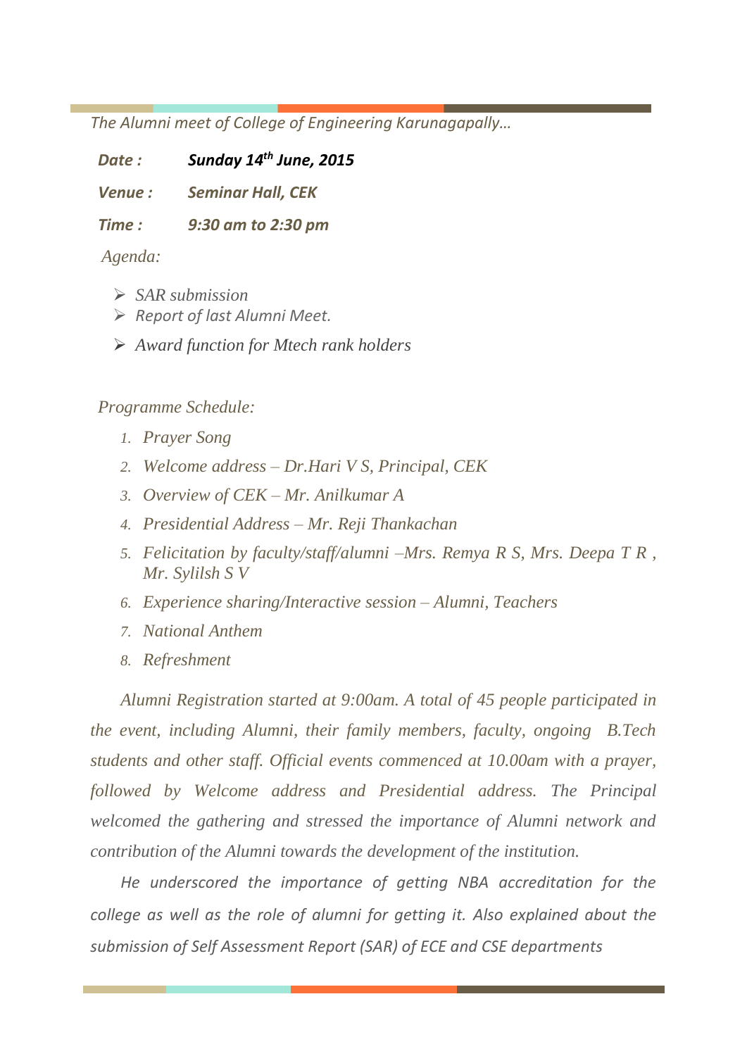*The Alumni meet of College of Engineering Karunagapally…*

***Date :*** ***Sunday 14th June, 2015***

***Venue :*** ***Seminar Hall, CEK***

***Time :*** ***9:30 am to 2:30 pm***

*Agenda:*

- *SAR submission*
- *Report of last Alumni Meet.*
- *Award function for Mtech rank holders*

*Programme Schedule:*

1. *Prayer Song*
2. *Welcome address – Dr.Hari V S, Principal, CEK*
3. *Overview of CEK – Mr. Anilkumar A*
4. *Presidential Address – Mr. Reji Thankachan*
5. *Felicitation by faculty/staff/alumni –Mrs. Remya R S, Mrs. Deepa T R , Mr. Sylilsh S V*
6. *Experience sharing/Interactive session – Alumni, Teachers*
7. *National Anthem*
8. *Refreshment*

*Alumni Registration started at 9:00am. A total of 45 people participated in the event, including Alumni, their family members, faculty, ongoing B.Tech students and other staff. Official events commenced at 10.00am with a prayer, followed by Welcome address and Presidential address. The Principal welcomed the gathering and stressed the importance of Alumni network and contribution of the Alumni towards the development of the institution.*

*He underscored the importance of getting NBA accreditation for the college as well as the role of alumni for getting it. Also explained about the submission of Self Assessment Report (SAR) of ECE and CSE departments*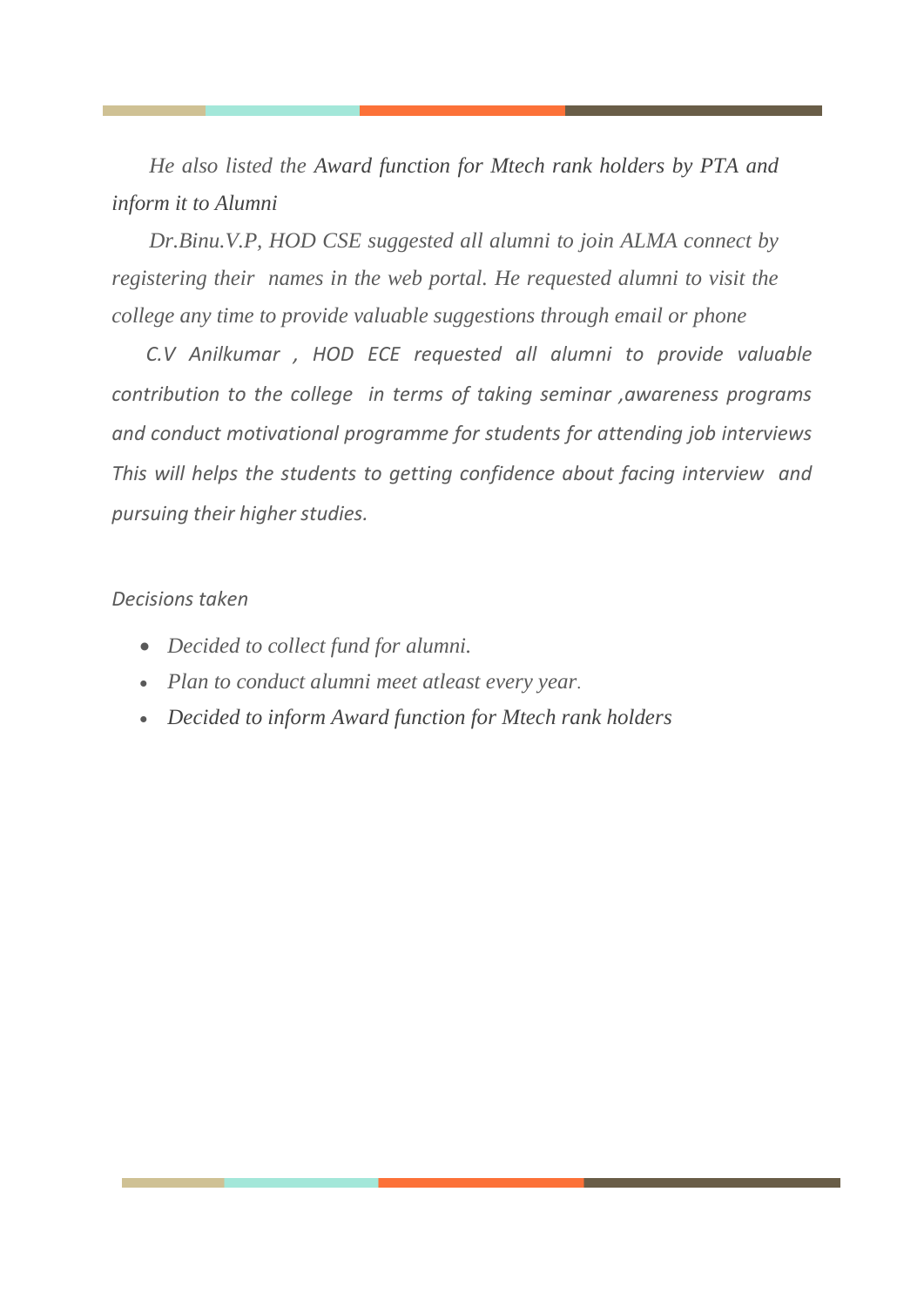*He also listed the Award function for Mtech rank holders by PTA and inform it to Alumni*

*Dr.Binu.V.P, HOD CSE suggested all alumni to join ALMA connect by registering their names in the web portal. He requested alumni to visit the college any time to provide valuable suggestions through email or phone*

*C.V Anilkumar , HOD ECE requested all alumni to provide valuable contribution to the college in terms of taking seminar ,awareness programs and conduct motivational programme for students for attending job interviews This will helps the students to getting confidence about facing interview and pursuing their higher studies.*

*Decisions taken*

- *Decided to collect fund for alumni.*
- *Plan to conduct alumni meet atleast every year.*
- *Decided to inform Award function for Mtech rank holders*